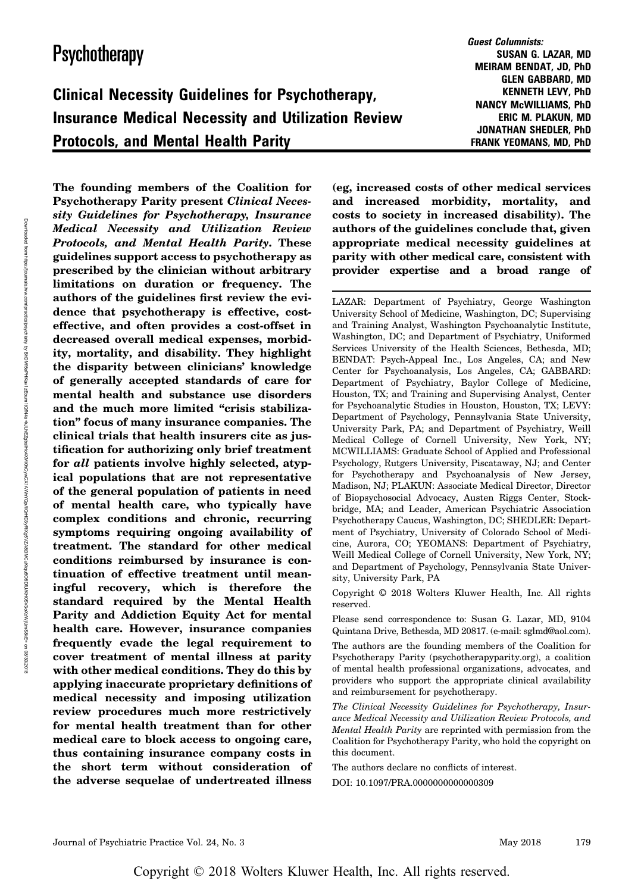# Psychotherapy

## Clinical Necessity Guidelines for Psychotherapy, Insurance Medical Necessity and Utilization Review Protocols, and Mental Health Parity

***Guest Columnists:***
**SUSAN G. LAZAR, MD**
**MEIRAM BENDAT, JD, PhD**
**GLEN GABBARD, MD**
**KENNETH LEVY, PhD**
**NANCY McWILLIAMS, PhD**
**ERIC M. PLAKUN, MD**
**JONATHAN SHEDLER, PhD**
**FRANK YEOMANS, MD, PhD**

**The founding members of the Coalition for Psychotherapy Parity present *Clinical Necessity Guidelines for Psychotherapy, Insurance Medical Necessity and Utilization Review Protocols, and Mental Health Parity*. These guidelines support access to psychotherapy as prescribed by the clinician without arbitrary limitations on duration or frequency. The authors of the guidelines first review the evidence that psychotherapy is effective, cost-effective, and often provides a cost-offset in decreased overall medical expenses, morbidity, mortality, and disability. They highlight the disparity between clinicians' knowledge of generally accepted standards of care for mental health and substance use disorders and the much more limited "crisis stabilization" focus of many insurance companies. The clinical trials that health insurers cite as justification for authorizing only brief treatment for *all* patients involve highly selected, atypical populations that are not representative of the general population of patients in need of mental health care, who typically have complex conditions and chronic, recurring symptoms requiring ongoing availability of treatment. The standard for other medical conditions reimbursed by insurance is continuation of effective treatment until meaningful recovery, which is therefore the standard required by the Mental Health Parity and Addiction Equity Act for mental health care. However, insurance companies frequently evade the legal requirement to cover treatment of mental illness at parity with other medical conditions. They do this by applying inaccurate proprietary definitions of medical necessity and imposing utilization review procedures much more restrictively for mental health treatment than for other medical care to block access to ongoing care, thus containing insurance company costs in the short term without consideration of the adverse sequelae of undertreated illness (eg, increased costs of other medical services and increased morbidity, mortality, and costs to society in increased disability). The authors of the guidelines conclude that, given appropriate medical necessity guidelines at parity with other medical care, consistent with provider expertise and a broad range of**

---

LAZAR: Department of Psychiatry, George Washington University School of Medicine, Washington, DC; Supervising and Training Analyst, Washington Psychoanalytic Institute, Washington, DC; and Department of Psychiatry, Uniformed Services University of the Health Sciences, Bethesda, MD; BENDAT: Psych-Appeal Inc., Los Angeles, CA; and New Center for Psychoanalysis, Los Angeles, CA; GABBARD: Department of Psychiatry, Baylor College of Medicine, Houston, TX; and Training and Supervising Analyst, Center for Psychoanalytic Studies in Houston, Houston, TX; LEVY: Department of Psychology, Pennsylvania State University, University Park, PA; and Department of Psychiatry, Weill Medical College of Cornell University, New York, NY; MCWILLIAMS: Graduate School of Applied and Professional Psychology, Rutgers University, Piscataway, NJ; and Center for Psychotherapy and Psychoanalysis of New Jersey, Madison, NJ; PLAKUN: Associate Medical Director, Director of Biopsychosocial Advocacy, Austen Riggs Center, Stockbridge, MA; and Leader, American Psychiatric Association Psychotherapy Caucus, Washington, DC; SHEDLER: Department of Psychiatry, University of Colorado School of Medicine, Aurora, CO; YEOMANS: Department of Psychiatry, Weill Medical College of Cornell University, New York, NY; and Department of Psychology, Pennsylvania State University, University Park, PA

Copyright © 2018 Wolters Kluwer Health, Inc. All rights reserved.

Please send correspondence to: Susan G. Lazar, MD, 9104 Quintana Drive, Bethesda, MD 20817. (e-mail: sglmd@aol.com).

The authors are the founding members of the Coalition for Psychotherapy Parity (psychotherapyparity.org), a coalition of mental health professional organizations, advocates, and providers who support the appropriate clinical availability and reimbursement for psychotherapy.

*The Clinical Necessity Guidelines for Psychotherapy, Insurance Medical Necessity and Utilization Review Protocols, and Mental Health Parity* are reprinted with permission from the Coalition for Psychotherapy Parity, who hold the copyright on this document.

The authors declare no conflicts of interest.

DOI: 10.1097/PRA.0000000000000309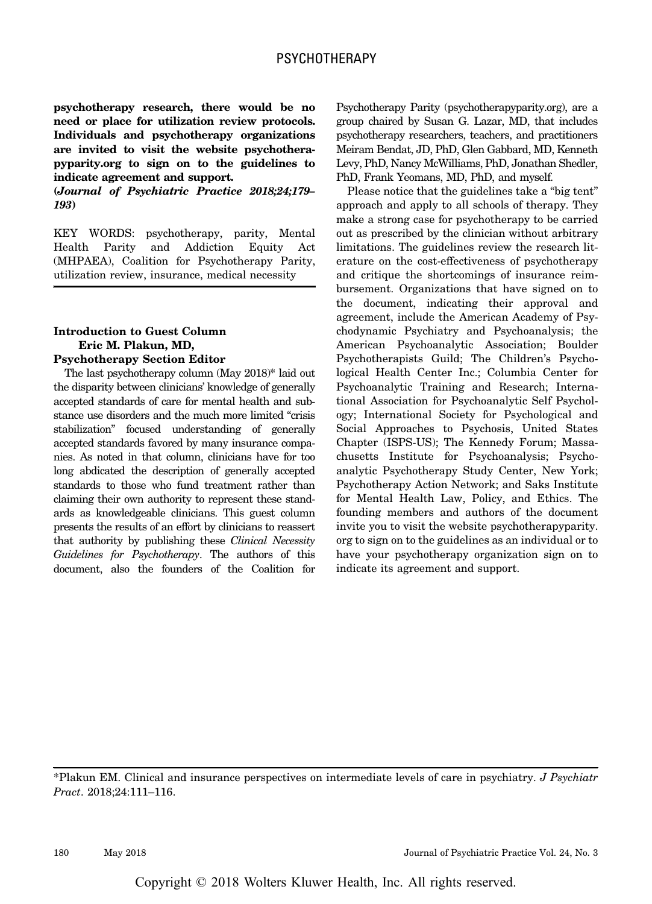**psychotherapy research, there would be no need or place for utilization review protocols. Individuals and psychotherapy organizations are invited to visit the website psychotherapyparity.org to sign on to the guidelines to indicate agreement and support.**
**(*Journal of Psychiatric Practice 2018;24;179–193*)**

KEY WORDS: psychotherapy, parity, Mental Health Parity and Addiction Equity Act (MHPAEA), Coalition for Psychotherapy Parity, utilization review, insurance, medical necessity

### Introduction to Guest Column
### Eric M. Plakun, MD, Psychotherapy Section Editor

The last psychotherapy column (May 2018)* laid out the disparity between clinicians' knowledge of generally accepted standards of care for mental health and substance use disorders and the much more limited "crisis stabilization" focused understanding of generally accepted standards favored by many insurance companies. As noted in that column, clinicians have for too long abdicated the description of generally accepted standards to those who fund treatment rather than claiming their own authority to represent these standards as knowledgeable clinicians. This guest column presents the results of an effort by clinicians to reassert that authority by publishing these *Clinical Necessity Guidelines for Psychotherapy*. The authors of this document, also the founders of the Coalition for Psychotherapy Parity (psychotherapyparity.org), are a group chaired by Susan G. Lazar, MD, that includes psychotherapy researchers, teachers, and practitioners Meiram Bendat, JD, PhD, Glen Gabbard, MD, Kenneth Levy, PhD, Nancy McWilliams, PhD, Jonathan Shedler, PhD, Frank Yeomans, MD, PhD, and myself.

Please notice that the guidelines take a "big tent" approach and apply to all schools of therapy. They make a strong case for psychotherapy to be carried out as prescribed by the clinician without arbitrary limitations. The guidelines review the research literature on the cost-effectiveness of psychotherapy and critique the shortcomings of insurance reimbursement. Organizations that have signed on to the document, indicating their approval and agreement, include the American Academy of Psychodynamic Psychiatry and Psychoanalysis; the American Psychoanalytic Association; Boulder Psychotherapists Guild; The Children's Psychological Health Center Inc.; Columbia Center for Psychoanalytic Training and Research; International Association for Psychoanalytic Self Psychology; International Society for Psychological and Social Approaches to Psychosis, United States Chapter (ISPS-US); The Kennedy Forum; Massachusetts Institute for Psychoanalysis; Psychoanalytic Psychotherapy Study Center, New York; Psychotherapy Action Network; and Saks Institute for Mental Health Law, Policy, and Ethics. The founding members and authors of the document invite you to visit the website psychotherapyparity.org to sign on to the guidelines as an individual or to have your psychotherapy organization sign on to indicate its agreement and support.

*Plakun EM. Clinical and insurance perspectives on intermediate levels of care in psychiatry. *J Psychiatr Pract*. 2018;24:111–116.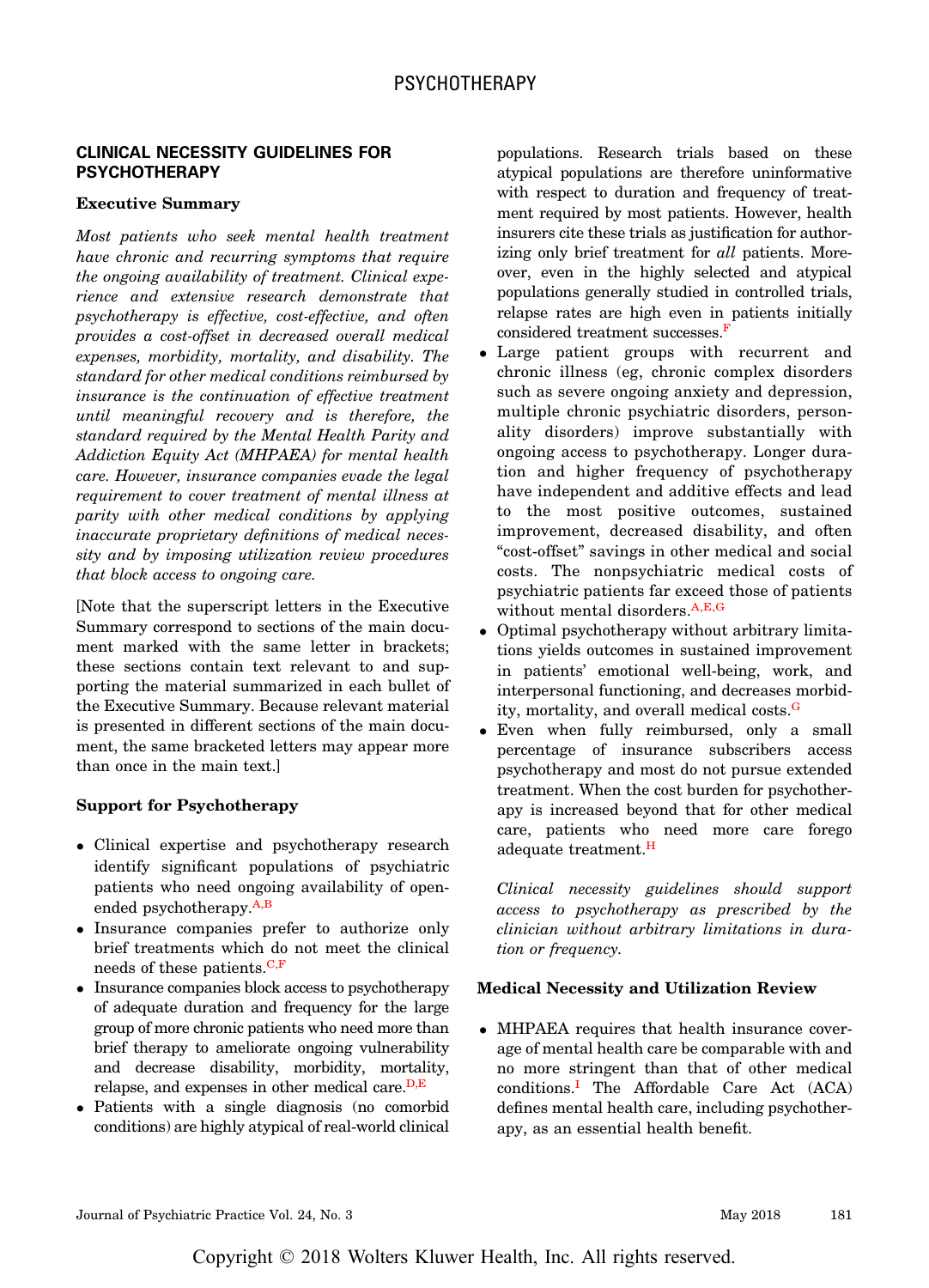## CLINICAL NECESSITY GUIDELINES FOR PSYCHOTHERAPY

### Executive Summary

*Most patients who seek mental health treatment have chronic and recurring symptoms that require the ongoing availability of treatment. Clinical experience and extensive research demonstrate that psychotherapy is effective, cost-effective, and often provides a cost-offset in decreased overall medical expenses, morbidity, mortality, and disability. The standard for other medical conditions reimbursed by insurance is the continuation of effective treatment until meaningful recovery and is therefore, the standard required by the Mental Health Parity and Addiction Equity Act (MHPAEA) for mental health care. However, insurance companies evade the legal requirement to cover treatment of mental illness at parity with other medical conditions by applying inaccurate proprietary definitions of medical necessity and by imposing utilization review procedures that block access to ongoing care.*

[Note that the superscript letters in the Executive Summary correspond to sections of the main document marked with the same letter in brackets; these sections contain text relevant to and supporting the material summarized in each bullet of the Executive Summary. Because relevant material is presented in different sections of the main document, the same bracketed letters may appear more than once in the main text.]

### Support for Psychotherapy

- Clinical expertise and psychotherapy research identify significant populations of psychiatric patients who need ongoing availability of open-ended psychotherapy.[A,B]
- Insurance companies prefer to authorize only brief treatments which do not meet the clinical needs of these patients.[C,F]
- Insurance companies block access to psychotherapy of adequate duration and frequency for the large group of more chronic patients who need more than brief therapy to ameliorate ongoing vulnerability and decrease disability, morbidity, mortality, relapse, and expenses in other medical care.[D,E]
- Patients with a single diagnosis (no comorbid conditions) are highly atypical of real-world clinical populations. Research trials based on these atypical populations are therefore uninformative with respect to duration and frequency of treatment required by most patients. However, health insurers cite these trials as justification for authorizing only brief treatment for *all* patients. Moreover, even in the highly selected and atypical populations generally studied in controlled trials, relapse rates are high even in patients initially considered treatment successes.[F]
- Large patient groups with recurrent and chronic illness (eg, chronic complex disorders such as severe ongoing anxiety and depression, multiple chronic psychiatric disorders, personality disorders) improve substantially with ongoing access to psychotherapy. Longer duration and higher frequency of psychotherapy have independent and additive effects and lead to the most positive outcomes, sustained improvement, decreased disability, and often "cost-offset" savings in other medical and social costs. The nonpsychiatric medical costs of psychiatric patients far exceed those of patients without mental disorders.[A,E,G]
- Optimal psychotherapy without arbitrary limitations yields outcomes in sustained improvement in patients' emotional well-being, work, and interpersonal functioning, and decreases morbidity, mortality, and overall medical costs.[G]
- Even when fully reimbursed, only a small percentage of insurance subscribers access psychotherapy and most do not pursue extended treatment. When the cost burden for psychotherapy is increased beyond that for other medical care, patients who need more care forego adequate treatment.[H]

*Clinical necessity guidelines should support access to psychotherapy as prescribed by the clinician without arbitrary limitations in duration or frequency.*

### Medical Necessity and Utilization Review

- MHPAEA requires that health insurance coverage of mental health care be comparable with and no more stringent than that of other medical conditions.[I] The Affordable Care Act (ACA) defines mental health care, including psychotherapy, as an essential health benefit.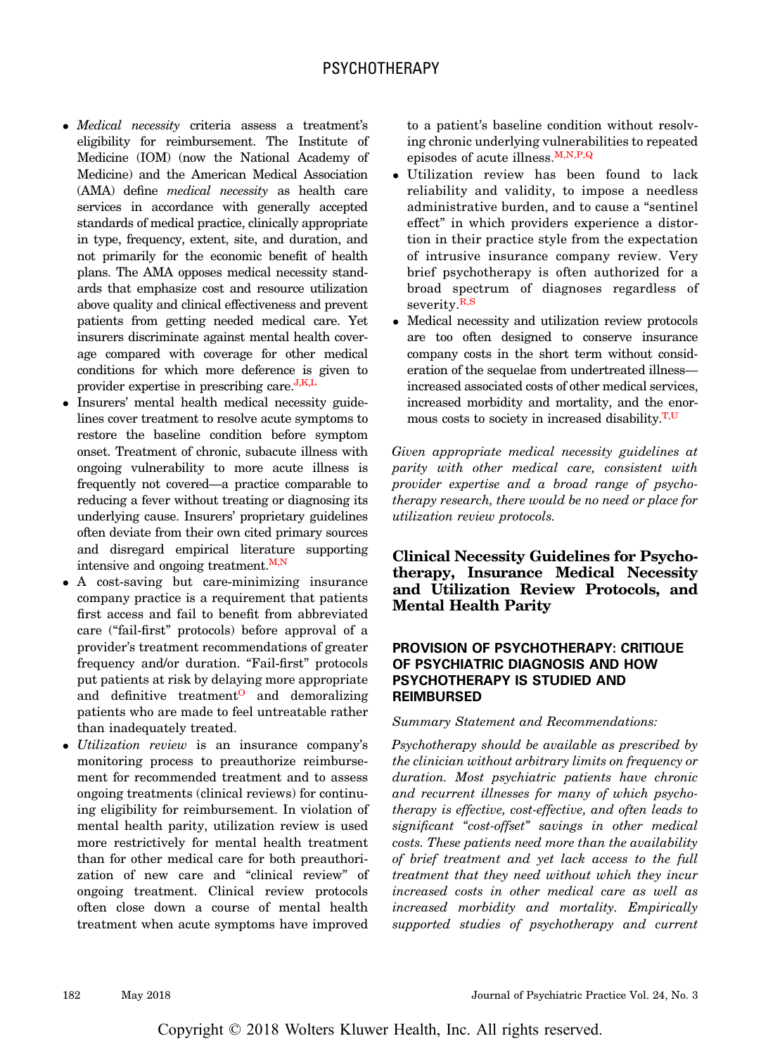- *Medical necessity* criteria assess a treatment's eligibility for reimbursement. The Institute of Medicine (IOM) (now the National Academy of Medicine) and the American Medical Association (AMA) define *medical necessity* as health care services in accordance with generally accepted standards of medical practice, clinically appropriate in type, frequency, extent, site, and duration, and not primarily for the economic benefit of health plans. The AMA opposes medical necessity standards that emphasize cost and resource utilization above quality and clinical effectiveness and prevent patients from getting needed medical care. Yet insurers discriminate against mental health coverage compared with coverage for other medical conditions for which more deference is given to provider expertise in prescribing care.[J,K,L]
- Insurers' mental health medical necessity guidelines cover treatment to resolve acute symptoms to restore the baseline condition before symptom onset. Treatment of chronic, subacute illness with ongoing vulnerability to more acute illness is frequently not covered—a practice comparable to reducing a fever without treating or diagnosing its underlying cause. Insurers' proprietary guidelines often deviate from their own cited primary sources and disregard empirical literature supporting intensive and ongoing treatment.[M,N]
- A cost-saving but care-minimizing insurance company practice is a requirement that patients first access and fail to benefit from abbreviated care ("fail-first" protocols) before approval of a provider's treatment recommendations of greater frequency and/or duration. "Fail-first" protocols put patients at risk by delaying more appropriate and definitive treatment[O] and demoralizing patients who are made to feel untreatable rather than inadequately treated.
- *Utilization review* is an insurance company's monitoring process to preauthorize reimbursement for recommended treatment and to assess ongoing treatments (clinical reviews) for continuing eligibility for reimbursement. In violation of mental health parity, utilization review is used more restrictively for mental health treatment than for other medical care for both preauthorization of new care and "clinical review" of ongoing treatment. Clinical review protocols often close down a course of mental health treatment when acute symptoms have improved to a patient's baseline condition without resolving chronic underlying vulnerabilities to repeated episodes of acute illness.[M,N,P,Q]
- Utilization review has been found to lack reliability and validity, to impose a needless administrative burden, and to cause a "sentinel effect" in which providers experience a distortion in their practice style from the expectation of intrusive insurance company review. Very brief psychotherapy is often authorized for a broad spectrum of diagnoses regardless of severity.[R,S]
- Medical necessity and utilization review protocols are too often designed to conserve insurance company costs in the short term without consideration of the sequelae from undertreated illness—increased associated costs of other medical services, increased morbidity and mortality, and the enormous costs to society in increased disability.[T,U]

*Given appropriate medical necessity guidelines at parity with other medical care, consistent with provider expertise and a broad range of psychotherapy research, there would be no need or place for utilization review protocols.*

## Clinical Necessity Guidelines for Psychotherapy, Insurance Medical Necessity and Utilization Review Protocols, and Mental Health Parity

### PROVISION OF PSYCHOTHERAPY: CRITIQUE OF PSYCHIATRIC DIAGNOSIS AND HOW PSYCHOTHERAPY IS STUDIED AND REIMBURSED

*Summary Statement and Recommendations:*

*Psychotherapy should be available as prescribed by the clinician without arbitrary limits on frequency or duration. Most psychiatric patients have chronic and recurrent illnesses for many of which psychotherapy is effective, cost-effective, and often leads to significant "cost-offset" savings in other medical costs. These patients need more than the availability of brief treatment and yet lack access to the full treatment that they need without which they incur increased costs in other medical care as well as increased morbidity and mortality. Empirically supported studies of psychotherapy and current*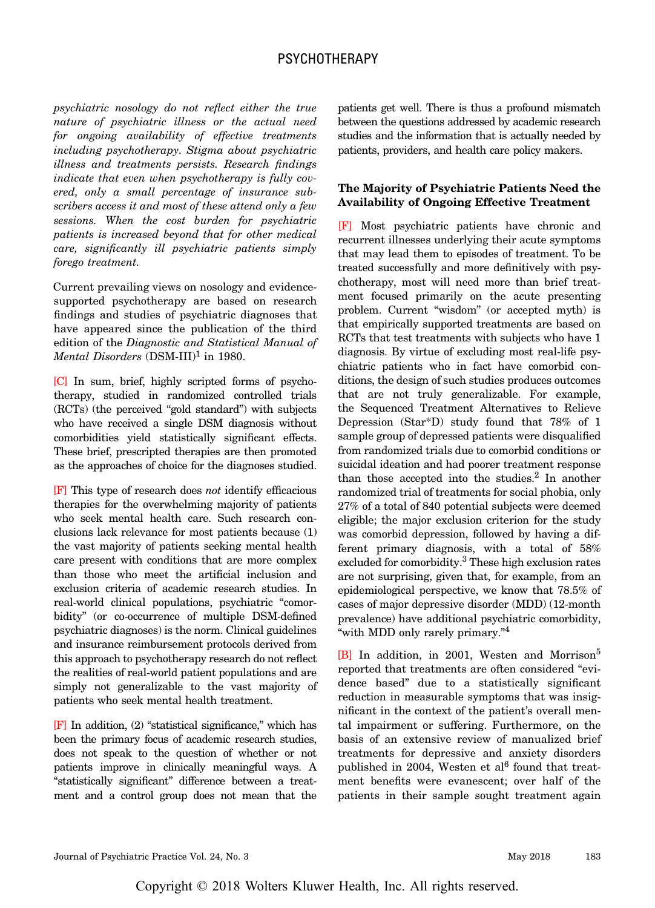*psychiatric nosology do not reflect either the true nature of psychiatric illness or the actual need for ongoing availability of effective treatments including psychotherapy. Stigma about psychiatric illness and treatments persists. Research findings indicate that even when psychotherapy is fully covered, only a small percentage of insurance subscribers access it and most of these attend only a few sessions. When the cost burden for psychiatric patients is increased beyond that for other medical care, significantly ill psychiatric patients simply forego treatment.*

Current prevailing views on nosology and evidence-supported psychotherapy are based on research findings and studies of psychiatric diagnoses that have appeared since the publication of the third edition of the *Diagnostic and Statistical Manual of Mental Disorders* (DSM-III)[1] in 1980.

[C] In sum, brief, highly scripted forms of psychotherapy, studied in randomized controlled trials (RCTs) (the perceived "gold standard") with subjects who have received a single DSM diagnosis without comorbidities yield statistically significant effects. These brief, prescripted therapies are then promoted as the approaches of choice for the diagnoses studied.

[F] This type of research does *not* identify efficacious therapies for the overwhelming majority of patients who seek mental health care. Such research conclusions lack relevance for most patients because (1) the vast majority of patients seeking mental health care present with conditions that are more complex than those who meet the artificial inclusion and exclusion criteria of academic research studies. In real-world clinical populations, psychiatric "comorbidity" (or co-occurrence of multiple DSM-defined psychiatric diagnoses) is the norm. Clinical guidelines and insurance reimbursement protocols derived from this approach to psychotherapy research do not reflect the realities of real-world patient populations and are simply not generalizable to the vast majority of patients who seek mental health treatment.

[F] In addition, (2) "statistical significance," which has been the primary focus of academic research studies, does not speak to the question of whether or not patients improve in clinically meaningful ways. A "statistically significant" difference between a treatment and a control group does not mean that the patients get well. There is thus a profound mismatch between the questions addressed by academic research studies and the information that is actually needed by patients, providers, and health care policy makers.

### The Majority of Psychiatric Patients Need the Availability of Ongoing Effective Treatment

[F] Most psychiatric patients have chronic and recurrent illnesses underlying their acute symptoms that may lead them to episodes of treatment. To be treated successfully and more definitively with psychotherapy, most will need more than brief treatment focused primarily on the acute presenting problem. Current "wisdom" (or accepted myth) is that empirically supported treatments are based on RCTs that test treatments with subjects who have 1 diagnosis. By virtue of excluding most real-life psychiatric patients who in fact have comorbid conditions, the design of such studies produces outcomes that are not truly generalizable. For example, the Sequenced Treatment Alternatives to Relieve Depression (Star*D) study found that 78% of 1 sample group of depressed patients were disqualified from randomized trials due to comorbid conditions or suicidal ideation and had poorer treatment response than those accepted into the studies.[2] In another randomized trial of treatments for social phobia, only 27% of a total of 840 potential subjects were deemed eligible; the major exclusion criterion for the study was comorbid depression, followed by having a different primary diagnosis, with a total of 58% excluded for comorbidity.[3] These high exclusion rates are not surprising, given that, for example, from an epidemiological perspective, we know that 78.5% of cases of major depressive disorder (MDD) (12-month prevalence) have additional psychiatric comorbidity, "with MDD only rarely primary."[4]

[B] In addition, in 2001, Westen and Morrison[5] reported that treatments are often considered "evidence based" due to a statistically significant reduction in measurable symptoms that was insignificant in the context of the patient's overall mental impairment or suffering. Furthermore, on the basis of an extensive review of manualized brief treatments for depressive and anxiety disorders published in 2004, Westen et al[6] found that treatment benefits were evanescent; over half of the patients in their sample sought treatment again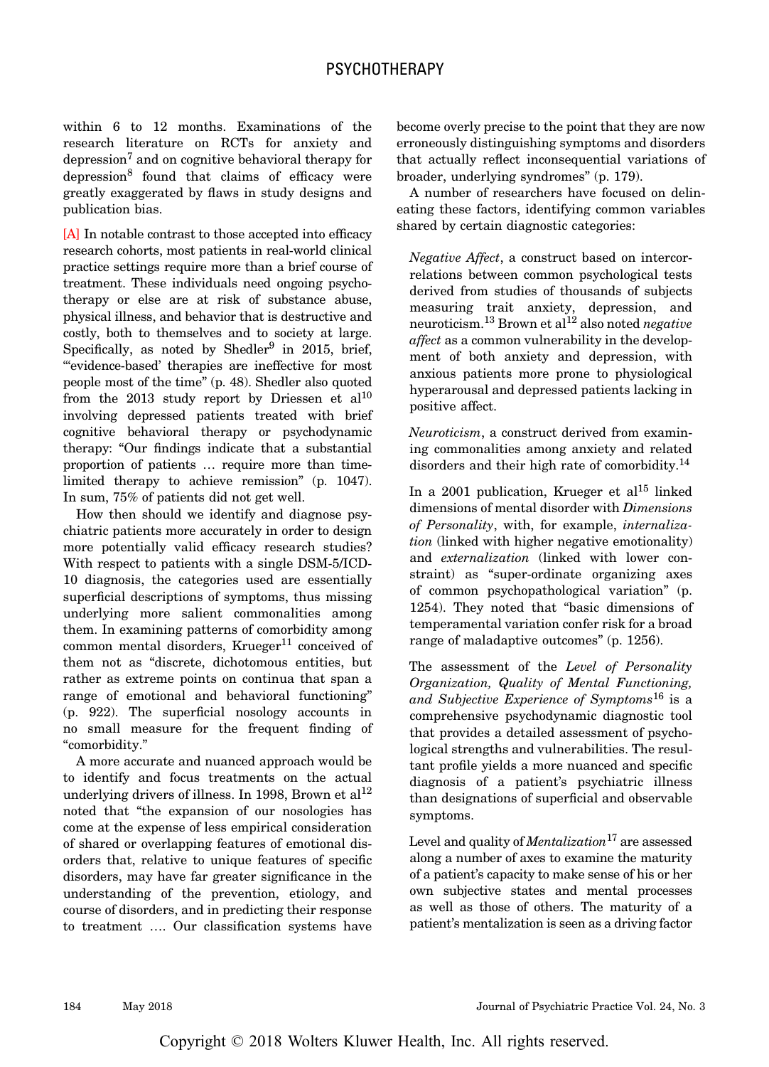within 6 to 12 months. Examinations of the research literature on RCTs for anxiety and depression[7] and on cognitive behavioral therapy for depression[8] found that claims of efficacy were greatly exaggerated by flaws in study designs and publication bias.

[A] In notable contrast to those accepted into efficacy research cohorts, most patients in real-world clinical practice settings require more than a brief course of treatment. These individuals need ongoing psychotherapy or else are at risk of substance abuse, physical illness, and behavior that is destructive and costly, both to themselves and to society at large. Specifically, as noted by Shedler[9] in 2015, brief, "'evidence-based' therapies are ineffective for most people most of the time" (p. 48). Shedler also quoted from the 2013 study report by Driessen et al[10] involving depressed patients treated with brief cognitive behavioral therapy or psychodynamic therapy: "Our findings indicate that a substantial proportion of patients … require more than time-limited therapy to achieve remission" (p. 1047). In sum, 75% of patients did not get well.

How then should we identify and diagnose psychiatric patients more accurately in order to design more potentially valid efficacy research studies? With respect to patients with a single DSM-5/ICD-10 diagnosis, the categories used are essentially superficial descriptions of symptoms, thus missing underlying more salient commonalities among them. In examining patterns of comorbidity among common mental disorders, Krueger[11] conceived of them not as "discrete, dichotomous entities, but rather as extreme points on continua that span a range of emotional and behavioral functioning" (p. 922). The superficial nosology accounts in no small measure for the frequent finding of "comorbidity."

A more accurate and nuanced approach would be to identify and focus treatments on the actual underlying drivers of illness. In 1998, Brown et al[12] noted that "the expansion of our nosologies has come at the expense of less empirical consideration of shared or overlapping features of emotional disorders that, relative to unique features of specific disorders, may have far greater significance in the understanding of the prevention, etiology, and course of disorders, and in predicting their response to treatment …. Our classification systems have become overly precise to the point that they are now erroneously distinguishing symptoms and disorders that actually reflect inconsequential variations of broader, underlying syndromes" (p. 179).

A number of researchers have focused on delineating these factors, identifying common variables shared by certain diagnostic categories:

> *Negative Affect*, a construct based on intercorrelations between common psychological tests derived from studies of thousands of subjects measuring trait anxiety, depression, and neuroticism.[13] Brown et al[12] also noted *negative affect* as a common vulnerability in the development of both anxiety and depression, with anxious patients more prone to physiological hyperarousal and depressed patients lacking in positive affect.
>
> *Neuroticism*, a construct derived from examining commonalities among anxiety and related disorders and their high rate of comorbidity.[14]
>
> In a 2001 publication, Krueger et al[15] linked dimensions of mental disorder with *Dimensions of Personality*, with, for example, *internalization* (linked with higher negative emotionality) and *externalization* (linked with lower constraint) as "super-ordinate organizing axes of common psychopathological variation" (p. 1254). They noted that "basic dimensions of temperamental variation confer risk for a broad range of maladaptive outcomes" (p. 1256).
>
> The assessment of the *Level of Personality Organization, Quality of Mental Functioning, and Subjective Experience of Symptoms*[16] is a comprehensive psychodynamic diagnostic tool that provides a detailed assessment of psychological strengths and vulnerabilities. The resultant profile yields a more nuanced and specific diagnosis of a patient's psychiatric illness than designations of superficial and observable symptoms.
>
> Level and quality of *Mentalization*[17] are assessed along a number of axes to examine the maturity of a patient's capacity to make sense of his or her own subjective states and mental processes as well as those of others. The maturity of a patient's mentalization is seen as a driving factor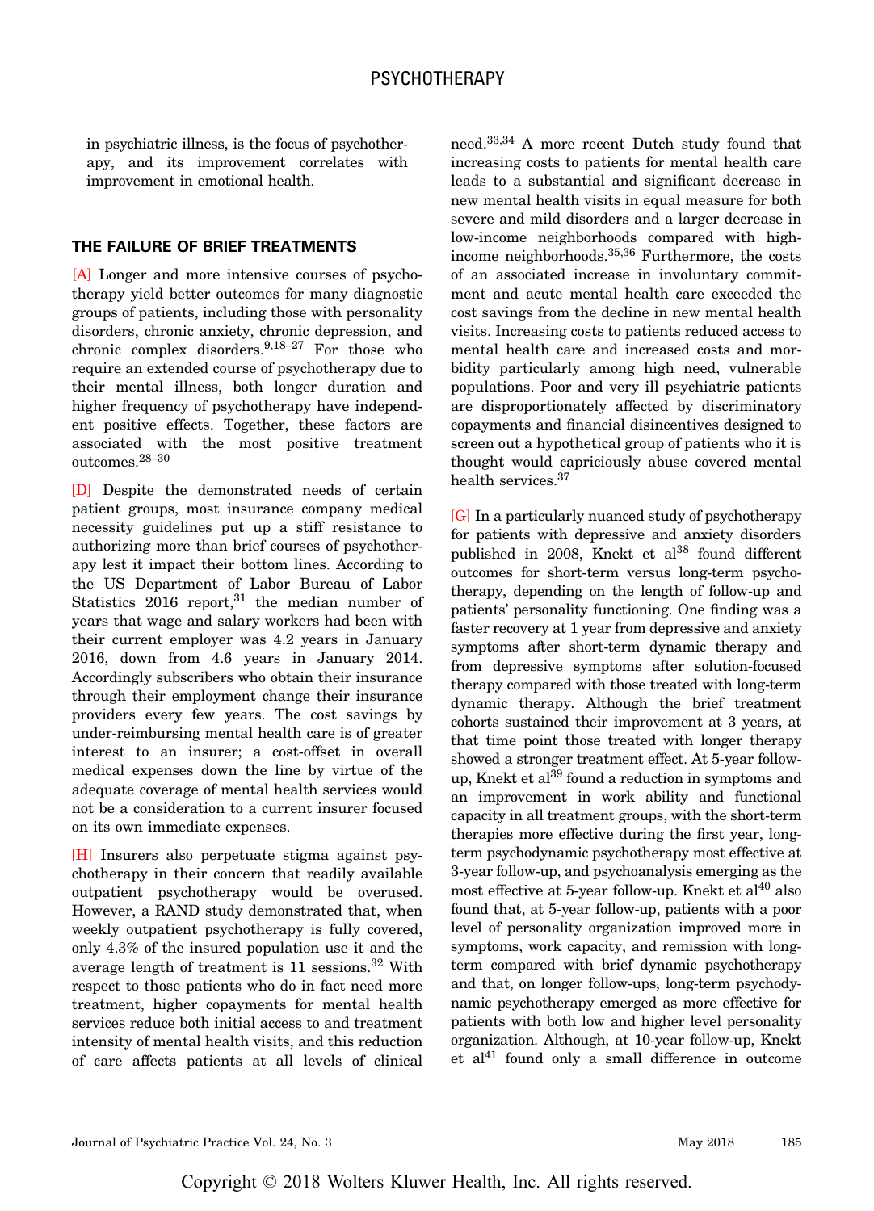in psychiatric illness, is the focus of psychotherapy, and its improvement correlates with improvement in emotional health.

## THE FAILURE OF BRIEF TREATMENTS

[A] Longer and more intensive courses of psychotherapy yield better outcomes for many diagnostic groups of patients, including those with personality disorders, chronic anxiety, chronic depression, and chronic complex disorders.[9,18–27] For those who require an extended course of psychotherapy due to their mental illness, both longer duration and higher frequency of psychotherapy have independent positive effects. Together, these factors are associated with the most positive treatment outcomes.[28–30]

[D] Despite the demonstrated needs of certain patient groups, most insurance company medical necessity guidelines put up a stiff resistance to authorizing more than brief courses of psychotherapy lest it impact their bottom lines. According to the US Department of Labor Bureau of Labor Statistics 2016 report,[31] the median number of years that wage and salary workers had been with their current employer was 4.2 years in January 2016, down from 4.6 years in January 2014. Accordingly subscribers who obtain their insurance through their employment change their insurance providers every few years. The cost savings by under-reimbursing mental health care is of greater interest to an insurer; a cost-offset in overall medical expenses down the line by virtue of the adequate coverage of mental health services would not be a consideration to a current insurer focused on its own immediate expenses.

[H] Insurers also perpetuate stigma against psychotherapy in their concern that readily available outpatient psychotherapy would be overused. However, a RAND study demonstrated that, when weekly outpatient psychotherapy is fully covered, only 4.3% of the insured population use it and the average length of treatment is 11 sessions.[32] With respect to those patients who do in fact need more treatment, higher copayments for mental health services reduce both initial access to and treatment intensity of mental health visits, and this reduction of care affects patients at all levels of clinical need.[33,34] A more recent Dutch study found that increasing costs to patients for mental health care leads to a substantial and significant decrease in new mental health visits in equal measure for both severe and mild disorders and a larger decrease in low-income neighborhoods compared with high-income neighborhoods.[35,36] Furthermore, the costs of an associated increase in involuntary commitment and acute mental health care exceeded the cost savings from the decline in new mental health visits. Increasing costs to patients reduced access to mental health care and increased costs and morbidity particularly among high need, vulnerable populations. Poor and very ill psychiatric patients are disproportionately affected by discriminatory copayments and financial disincentives designed to screen out a hypothetical group of patients who it is thought would capriciously abuse covered mental health services.[37]

[G] In a particularly nuanced study of psychotherapy for patients with depressive and anxiety disorders published in 2008, Knekt et al[38] found different outcomes for short-term versus long-term psychotherapy, depending on the length of follow-up and patients' personality functioning. One finding was a faster recovery at 1 year from depressive and anxiety symptoms after short-term dynamic therapy and from depressive symptoms after solution-focused therapy compared with those treated with long-term dynamic therapy. Although the brief treatment cohorts sustained their improvement at 3 years, at that time point those treated with longer therapy showed a stronger treatment effect. At 5-year follow-up, Knekt et al[39] found a reduction in symptoms and an improvement in work ability and functional capacity in all treatment groups, with the short-term therapies more effective during the first year, long-term psychodynamic psychotherapy most effective at 3-year follow-up, and psychoanalysis emerging as the most effective at 5-year follow-up. Knekt et al[40] also found that, at 5-year follow-up, patients with a poor level of personality organization improved more in symptoms, work capacity, and remission with long-term compared with brief dynamic psychotherapy and that, on longer follow-ups, long-term psychodynamic psychotherapy emerged as more effective for patients with both low and higher level personality organization. Although, at 10-year follow-up, Knekt et al[41] found only a small difference in outcome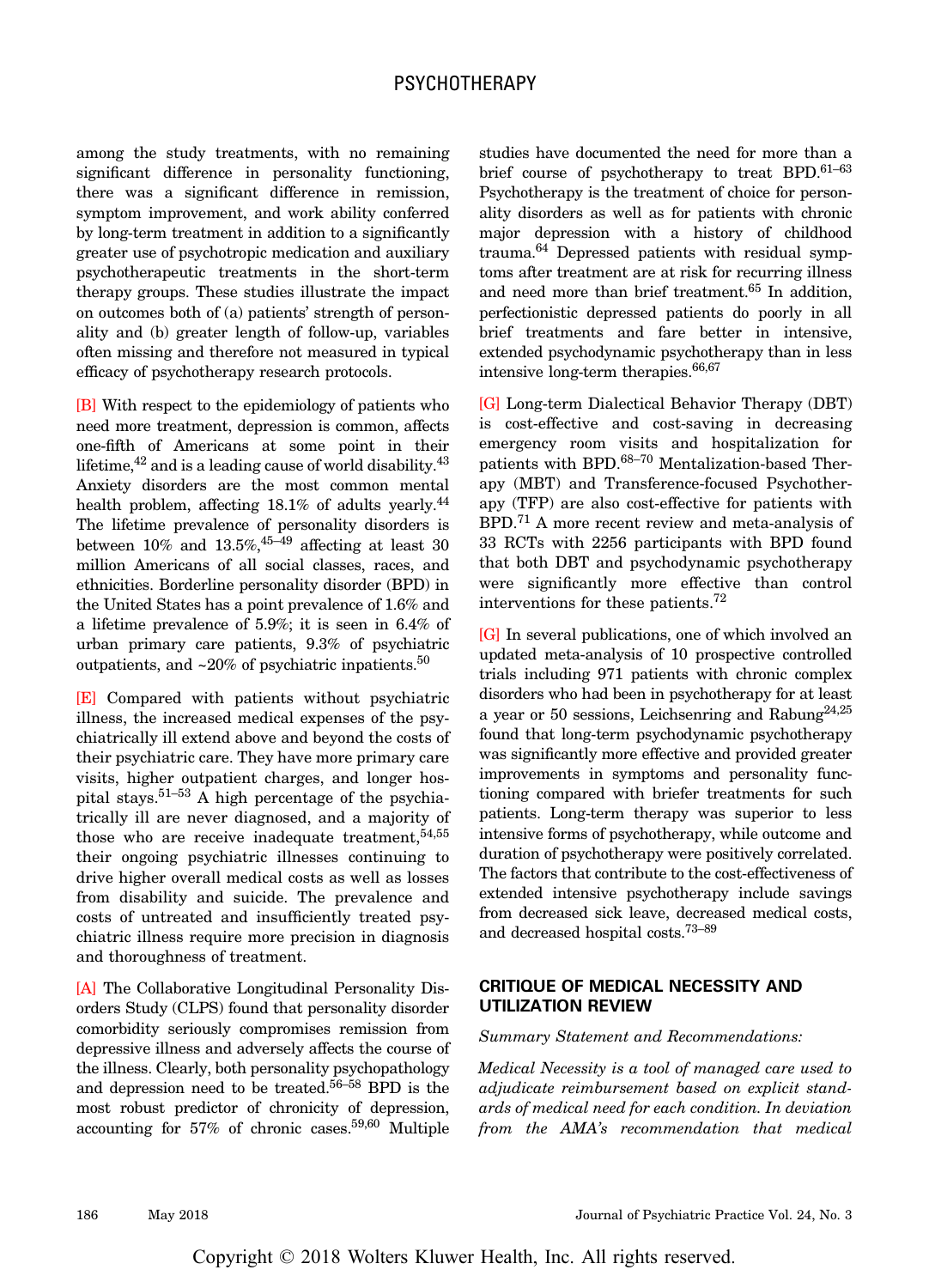among the study treatments, with no remaining significant difference in personality functioning, there was a significant difference in remission, symptom improvement, and work ability conferred by long-term treatment in addition to a significantly greater use of psychotropic medication and auxiliary psychotherapeutic treatments in the short-term therapy groups. These studies illustrate the impact on outcomes both of (a) patients' strength of personality and (b) greater length of follow-up, variables often missing and therefore not measured in typical efficacy of psychotherapy research protocols.

[B] With respect to the epidemiology of patients who need more treatment, depression is common, affects one-fifth of Americans at some point in their lifetime,[42] and is a leading cause of world disability.[43] Anxiety disorders are the most common mental health problem, affecting 18.1% of adults yearly.[44] The lifetime prevalence of personality disorders is between 10% and 13.5%,[45–49] affecting at least 30 million Americans of all social classes, races, and ethnicities. Borderline personality disorder (BPD) in the United States has a point prevalence of 1.6% and a lifetime prevalence of 5.9%; it is seen in 6.4% of urban primary care patients, 9.3% of psychiatric outpatients, and ~20% of psychiatric inpatients.[50]

[E] Compared with patients without psychiatric illness, the increased medical expenses of the psychiatrically ill extend above and beyond the costs of their psychiatric care. They have more primary care visits, higher outpatient charges, and longer hospital stays.[51–53] A high percentage of the psychiatrically ill are never diagnosed, and a majority of those who are receive inadequate treatment,[54,55] their ongoing psychiatric illnesses continuing to drive higher overall medical costs as well as losses from disability and suicide. The prevalence and costs of untreated and insufficiently treated psychiatric illness require more precision in diagnosis and thoroughness of treatment.

[A] The Collaborative Longitudinal Personality Disorders Study (CLPS) found that personality disorder comorbidity seriously compromises remission from depressive illness and adversely affects the course of the illness. Clearly, both personality psychopathology and depression need to be treated.[56–58] BPD is the most robust predictor of chronicity of depression, accounting for 57% of chronic cases.[59,60] Multiple studies have documented the need for more than a brief course of psychotherapy to treat BPD.[61–63] Psychotherapy is the treatment of choice for personality disorders as well as for patients with chronic major depression with a history of childhood trauma.[64] Depressed patients with residual symptoms after treatment are at risk for recurring illness and need more than brief treatment.[65] In addition, perfectionistic depressed patients do poorly in all brief treatments and fare better in intensive, extended psychodynamic psychotherapy than in less intensive long-term therapies.[66,67]

[G] Long-term Dialectical Behavior Therapy (DBT) is cost-effective and cost-saving in decreasing emergency room visits and hospitalization for patients with BPD.[68–70] Mentalization-based Therapy (MBT) and Transference-focused Psychotherapy (TFP) are also cost-effective for patients with BPD.[71] A more recent review and meta-analysis of 33 RCTs with 2256 participants with BPD found that both DBT and psychodynamic psychotherapy were significantly more effective than control interventions for these patients.[72]

[G] In several publications, one of which involved an updated meta-analysis of 10 prospective controlled trials including 971 patients with chronic complex disorders who had been in psychotherapy for at least a year or 50 sessions, Leichsenring and Rabung[24,25] found that long-term psychodynamic psychotherapy was significantly more effective and provided greater improvements in symptoms and personality functioning compared with briefer treatments for such patients. Long-term therapy was superior to less intensive forms of psychotherapy, while outcome and duration of psychotherapy were positively correlated. The factors that contribute to the cost-effectiveness of extended intensive psychotherapy include savings from decreased sick leave, decreased medical costs, and decreased hospital costs.[73–89]

## CRITIQUE OF MEDICAL NECESSITY AND UTILIZATION REVIEW

*Summary Statement and Recommendations:*

*Medical Necessity is a tool of managed care used to adjudicate reimbursement based on explicit standards of medical need for each condition. In deviation from the AMA's recommendation that medical*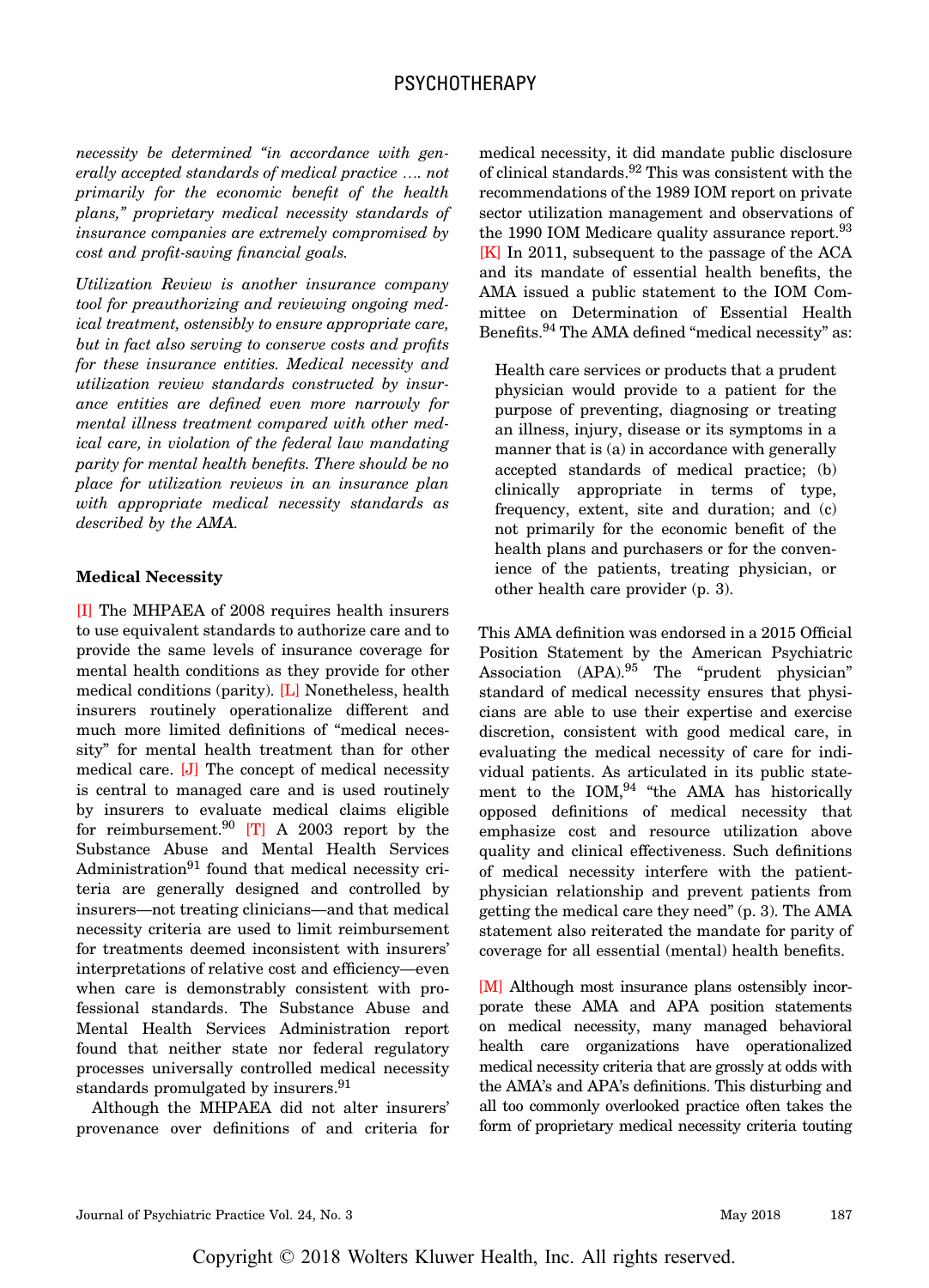*necessity be determined "in accordance with generally accepted standards of medical practice …. not primarily for the economic benefit of the health plans," proprietary medical necessity standards of insurance companies are extremely compromised by cost and profit-saving financial goals.*

*Utilization Review is another insurance company tool for preauthorizing and reviewing ongoing medical treatment, ostensibly to ensure appropriate care, but in fact also serving to conserve costs and profits for these insurance entities. Medical necessity and utilization review standards constructed by insurance entities are defined even more narrowly for mental illness treatment compared with other medical care, in violation of the federal law mandating parity for mental health benefits. There should be no place for utilization reviews in an insurance plan with appropriate medical necessity standards as described by the AMA.*

**Medical Necessity**

[I] The MHPAEA of 2008 requires health insurers to use equivalent standards to authorize care and to provide the same levels of insurance coverage for mental health conditions as they provide for other medical conditions (parity). [L] Nonetheless, health insurers routinely operationalize different and much more limited definitions of "medical necessity" for mental health treatment than for other medical care. [J] The concept of medical necessity is central to managed care and is used routinely by insurers to evaluate medical claims eligible for reimbursement.[90] [T] A 2003 report by the Substance Abuse and Mental Health Services Administration[91] found that medical necessity criteria are generally designed and controlled by insurers—not treating clinicians—and that medical necessity criteria are used to limit reimbursement for treatments deemed inconsistent with insurers' interpretations of relative cost and efficiency—even when care is demonstrably consistent with professional standards. The Substance Abuse and Mental Health Services Administration report found that neither state nor federal regulatory processes universally controlled medical necessity standards promulgated by insurers.[91]

Although the MHPAEA did not alter insurers' provenance over definitions of and criteria for medical necessity, it did mandate public disclosure of clinical standards.[92] This was consistent with the recommendations of the 1989 IOM report on private sector utilization management and observations of the 1990 IOM Medicare quality assurance report.[93] [K] In 2011, subsequent to the passage of the ACA and its mandate of essential health benefits, the AMA issued a public statement to the IOM Committee on Determination of Essential Health Benefits.[94] The AMA defined "medical necessity" as:

> Health care services or products that a prudent physician would provide to a patient for the purpose of preventing, diagnosing or treating an illness, injury, disease or its symptoms in a manner that is (a) in accordance with generally accepted standards of medical practice; (b) clinically appropriate in terms of type, frequency, extent, site and duration; and (c) not primarily for the economic benefit of the health plans and purchasers or for the convenience of the patients, treating physician, or other health care provider (p. 3).

This AMA definition was endorsed in a 2015 Official Position Statement by the American Psychiatric Association (APA).[95] The "prudent physician" standard of medical necessity ensures that physicians are able to use their expertise and exercise discretion, consistent with good medical care, in evaluating the medical necessity of care for individual patients. As articulated in its public statement to the IOM,[94] "the AMA has historically opposed definitions of medical necessity that emphasize cost and resource utilization above quality and clinical effectiveness. Such definitions of medical necessity interfere with the patient-physician relationship and prevent patients from getting the medical care they need" (p. 3). The AMA statement also reiterated the mandate for parity of coverage for all essential (mental) health benefits.

[M] Although most insurance plans ostensibly incorporate these AMA and APA position statements on medical necessity, many managed behavioral health care organizations have operationalized medical necessity criteria that are grossly at odds with the AMA's and APA's definitions. This disturbing and all too commonly overlooked practice often takes the form of proprietary medical necessity criteria touting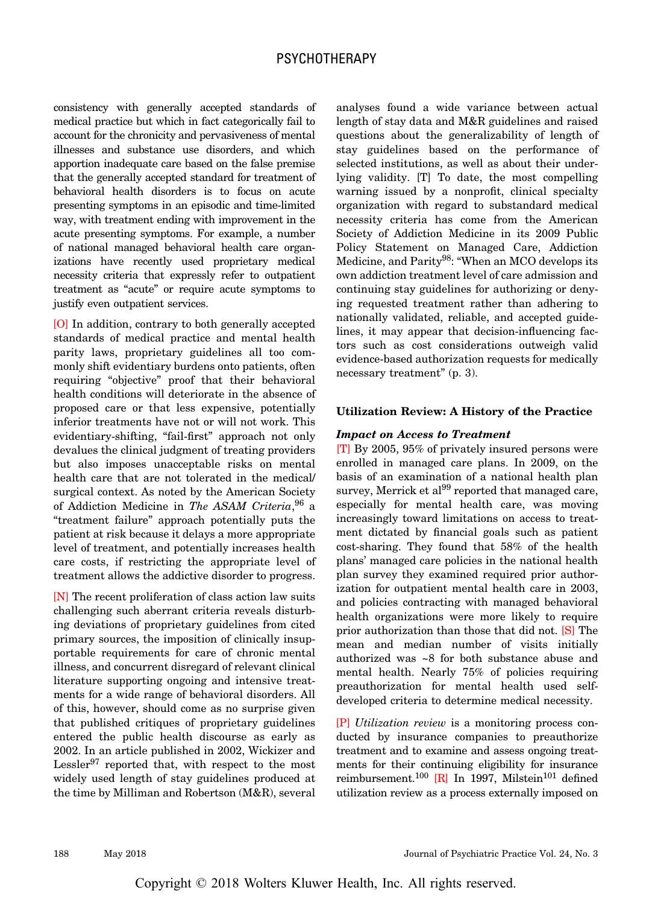consistency with generally accepted standards of medical practice but which in fact categorically fail to account for the chronicity and pervasiveness of mental illnesses and substance use disorders, and which apportion inadequate care based on the false premise that the generally accepted standard for treatment of behavioral health disorders is to focus on acute presenting symptoms in an episodic and time-limited way, with treatment ending with improvement in the acute presenting symptoms. For example, a number of national managed behavioral health care organizations have recently used proprietary medical necessity criteria that expressly refer to outpatient treatment as "acute" or require acute symptoms to justify even outpatient services.

[O] In addition, contrary to both generally accepted standards of medical practice and mental health parity laws, proprietary guidelines all too commonly shift evidentiary burdens onto patients, often requiring "objective" proof that their behavioral health conditions will deteriorate in the absence of proposed care or that less expensive, potentially inferior treatments have not or will not work. This evidentiary-shifting, "fail-first" approach not only devalues the clinical judgment of treating providers but also imposes unacceptable risks on mental health care that are not tolerated in the medical/surgical context. As noted by the American Society of Addiction Medicine in *The ASAM Criteria*,[96] a "treatment failure" approach potentially puts the patient at risk because it delays a more appropriate level of treatment, and potentially increases health care costs, if restricting the appropriate level of treatment allows the addictive disorder to progress.

[N] The recent proliferation of class action law suits challenging such aberrant criteria reveals disturbing deviations of proprietary guidelines from cited primary sources, the imposition of clinically insupportable requirements for care of chronic mental illness, and concurrent disregard of relevant clinical literature supporting ongoing and intensive treatments for a wide range of behavioral disorders. All of this, however, should come as no surprise given that published critiques of proprietary guidelines entered the public health discourse as early as 2002. In an article published in 2002, Wickizer and Lessler[97] reported that, with respect to the most widely used length of stay guidelines produced at the time by Milliman and Robertson (M&R), several analyses found a wide variance between actual length of stay data and M&R guidelines and raised questions about the generalizability of length of stay guidelines based on the performance of selected institutions, as well as about their underlying validity. [T] To date, the most compelling warning issued by a nonprofit, clinical specialty organization with regard to substandard medical necessity criteria has come from the American Society of Addiction Medicine in its 2009 Public Policy Statement on Managed Care, Addiction Medicine, and Parity[98]: "When an MCO develops its own addiction treatment level of care admission and continuing stay guidelines for authorizing or denying requested treatment rather than adhering to nationally validated, reliable, and accepted guidelines, it may appear that decision-influencing factors such as cost considerations outweigh valid evidence-based authorization requests for medically necessary treatment" (p. 3).

### Utilization Review: A History of the Practice

#### *Impact on Access to Treatment*

[T] By 2005, 95% of privately insured persons were enrolled in managed care plans. In 2009, on the basis of an examination of a national health plan survey, Merrick et al[99] reported that managed care, especially for mental health care, was moving increasingly toward limitations on access to treatment dictated by financial goals such as patient cost-sharing. They found that 58% of the health plans' managed care policies in the national health plan survey they examined required prior authorization for outpatient mental health care in 2003, and policies contracting with managed behavioral health organizations were more likely to require prior authorization than those that did not. [S] The mean and median number of visits initially authorized was ~8 for both substance abuse and mental health. Nearly 75% of policies requiring preauthorization for mental health used self-developed criteria to determine medical necessity.

[P] *Utilization review* is a monitoring process conducted by insurance companies to preauthorize treatment and to examine and assess ongoing treatments for their continuing eligibility for insurance reimbursement.[100] [R] In 1997, Milstein[101] defined utilization review as a process externally imposed on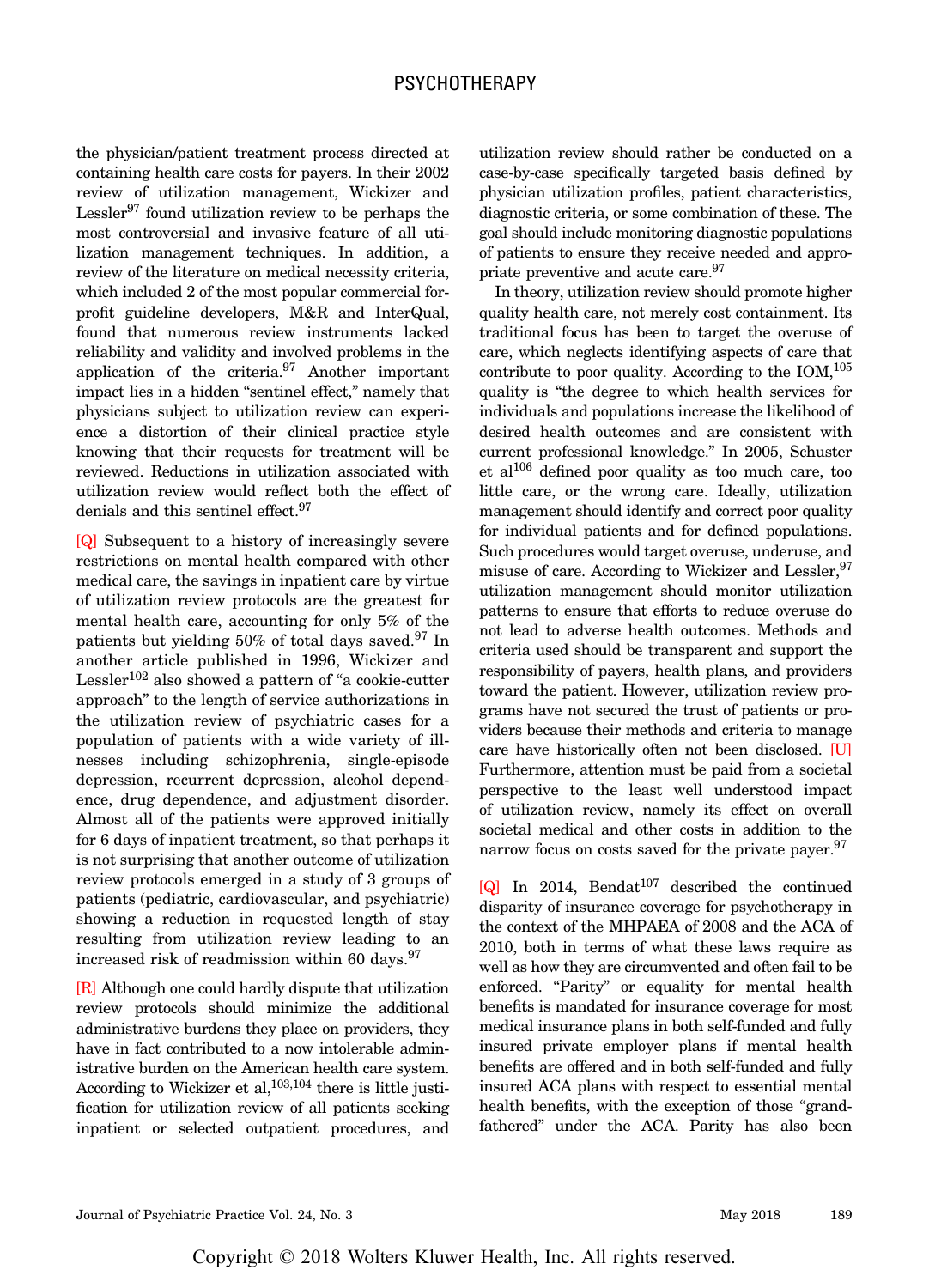the physician/patient treatment process directed at containing health care costs for payers. In their 2002 review of utilization management, Wickizer and Lessler[97] found utilization review to be perhaps the most controversial and invasive feature of all utilization management techniques. In addition, a review of the literature on medical necessity criteria, which included 2 of the most popular commercial for-profit guideline developers, M&R and InterQual, found that numerous review instruments lacked reliability and validity and involved problems in the application of the criteria.[97] Another important impact lies in a hidden "sentinel effect," namely that physicians subject to utilization review can experience a distortion of their clinical practice style knowing that their requests for treatment will be reviewed. Reductions in utilization associated with utilization review would reflect both the effect of denials and this sentinel effect.[97]

[Q] Subsequent to a history of increasingly severe restrictions on mental health compared with other medical care, the savings in inpatient care by virtue of utilization review protocols are the greatest for mental health care, accounting for only 5% of the patients but yielding 50% of total days saved.[97] In another article published in 1996, Wickizer and Lessler[102] also showed a pattern of "a cookie-cutter approach" to the length of service authorizations in the utilization review of psychiatric cases for a population of patients with a wide variety of illnesses including schizophrenia, single-episode depression, recurrent depression, alcohol dependence, drug dependence, and adjustment disorder. Almost all of the patients were approved initially for 6 days of inpatient treatment, so that perhaps it is not surprising that another outcome of utilization review protocols emerged in a study of 3 groups of patients (pediatric, cardiovascular, and psychiatric) showing a reduction in requested length of stay resulting from utilization review leading to an increased risk of readmission within 60 days.[97]

[R] Although one could hardly dispute that utilization review protocols should minimize the additional administrative burdens they place on providers, they have in fact contributed to a now intolerable administrative burden on the American health care system. According to Wickizer et al,[103,104] there is little justification for utilization review of all patients seeking inpatient or selected outpatient procedures, and utilization review should rather be conducted on a case-by-case specifically targeted basis defined by physician utilization profiles, patient characteristics, diagnostic criteria, or some combination of these. The goal should include monitoring diagnostic populations of patients to ensure they receive needed and appropriate preventive and acute care.[97]

In theory, utilization review should promote higher quality health care, not merely cost containment. Its traditional focus has been to target the overuse of care, which neglects identifying aspects of care that contribute to poor quality. According to the IOM,[105] quality is "the degree to which health services for individuals and populations increase the likelihood of desired health outcomes and are consistent with current professional knowledge." In 2005, Schuster et al[106] defined poor quality as too much care, too little care, or the wrong care. Ideally, utilization management should identify and correct poor quality for individual patients and for defined populations. Such procedures would target overuse, underuse, and misuse of care. According to Wickizer and Lessler,[97] utilization management should monitor utilization patterns to ensure that efforts to reduce overuse do not lead to adverse health outcomes. Methods and criteria used should be transparent and support the responsibility of payers, health plans, and providers toward the patient. However, utilization review programs have not secured the trust of patients or providers because their methods and criteria to manage care have historically often not been disclosed. [U] Furthermore, attention must be paid from a societal perspective to the least well understood impact of utilization review, namely its effect on overall societal medical and other costs in addition to the narrow focus on costs saved for the private payer.[97]

[Q] In 2014, Bendat[107] described the continued disparity of insurance coverage for psychotherapy in the context of the MHPAEA of 2008 and the ACA of 2010, both in terms of what these laws require as well as how they are circumvented and often fail to be enforced. "Parity" or equality for mental health benefits is mandated for insurance coverage for most medical insurance plans in both self-funded and fully insured private employer plans if mental health benefits are offered and in both self-funded and fully insured ACA plans with respect to essential mental health benefits, with the exception of those "grandfathered" under the ACA. Parity has also been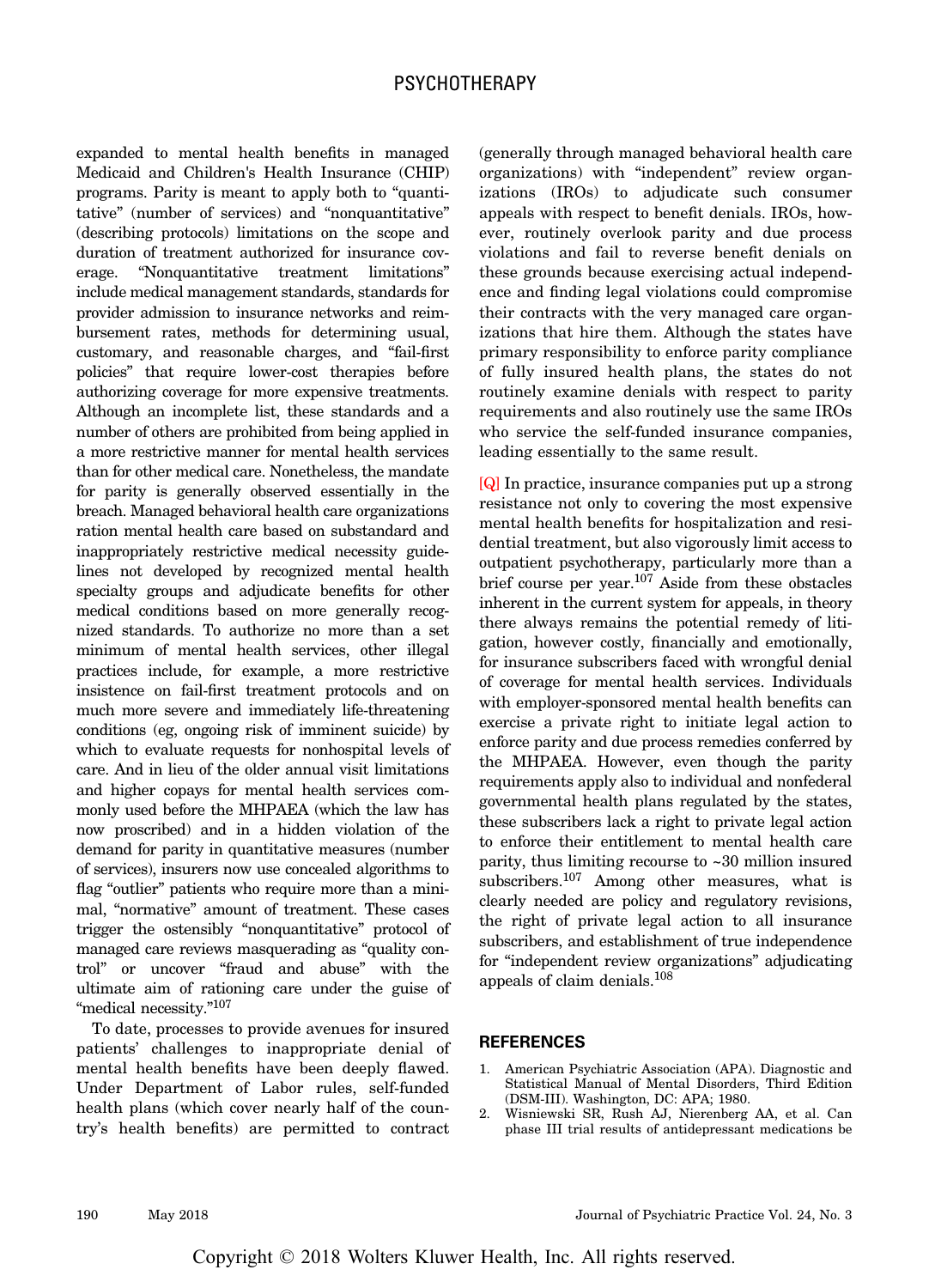expanded to mental health benefits in managed Medicaid and Children's Health Insurance (CHIP) programs. Parity is meant to apply both to "quantitative" (number of services) and "nonquantitative" (describing protocols) limitations on the scope and duration of treatment authorized for insurance coverage. "Nonquantitative treatment limitations" include medical management standards, standards for provider admission to insurance networks and reimbursement rates, methods for determining usual, customary, and reasonable charges, and "fail-first policies" that require lower-cost therapies before authorizing coverage for more expensive treatments. Although an incomplete list, these standards and a number of others are prohibited from being applied in a more restrictive manner for mental health services than for other medical care. Nonetheless, the mandate for parity is generally observed essentially in the breach. Managed behavioral health care organizations ration mental health care based on substandard and inappropriately restrictive medical necessity guidelines not developed by recognized mental health specialty groups and adjudicate benefits for other medical conditions based on more generally recognized standards. To authorize no more than a set minimum of mental health services, other illegal practices include, for example, a more restrictive insistence on fail-first treatment protocols and on much more severe and immediately life-threatening conditions (eg, ongoing risk of imminent suicide) by which to evaluate requests for nonhospital levels of care. And in lieu of the older annual visit limitations and higher copays for mental health services commonly used before the MHPAEA (which the law has now proscribed) and in a hidden violation of the demand for parity in quantitative measures (number of services), insurers now use concealed algorithms to flag "outlier" patients who require more than a minimal, "normative" amount of treatment. These cases trigger the ostensibly "nonquantitative" protocol of managed care reviews masquerading as "quality control" or uncover "fraud and abuse" with the ultimate aim of rationing care under the guise of "medical necessity."[107]

To date, processes to provide avenues for insured patients' challenges to inappropriate denial of mental health benefits have been deeply flawed. Under Department of Labor rules, self-funded health plans (which cover nearly half of the country's health benefits) are permitted to contract (generally through managed behavioral health care organizations) with "independent" review organizations (IROs) to adjudicate such consumer appeals with respect to benefit denials. IROs, however, routinely overlook parity and due process violations and fail to reverse benefit denials on these grounds because exercising actual independence and finding legal violations could compromise their contracts with the very managed care organizations that hire them. Although the states have primary responsibility to enforce parity compliance of fully insured health plans, the states do not routinely examine denials with respect to parity requirements and also routinely use the same IROs who service the self-funded insurance companies, leading essentially to the same result.

[Q] In practice, insurance companies put up a strong resistance not only to covering the most expensive mental health benefits for hospitalization and residential treatment, but also vigorously limit access to outpatient psychotherapy, particularly more than a brief course per year.[107] Aside from these obstacles inherent in the current system for appeals, in theory there always remains the potential remedy of litigation, however costly, financially and emotionally, for insurance subscribers faced with wrongful denial of coverage for mental health services. Individuals with employer-sponsored mental health benefits can exercise a private right to initiate legal action to enforce parity and due process remedies conferred by the MHPAEA. However, even though the parity requirements apply also to individual and nonfederal governmental health plans regulated by the states, these subscribers lack a right to private legal action to enforce their entitlement to mental health care parity, thus limiting recourse to ~30 million insured subscribers.[107] Among other measures, what is clearly needed are policy and regulatory revisions, the right of private legal action to all insurance subscribers, and establishment of true independence for "independent review organizations" adjudicating appeals of claim denials.[108]

## REFERENCES

1. American Psychiatric Association (APA). Diagnostic and Statistical Manual of Mental Disorders, Third Edition (DSM-III). Washington, DC: APA; 1980.
2. Wisniewski SR, Rush AJ, Nierenberg AA, et al. Can phase III trial results of antidepressant medications be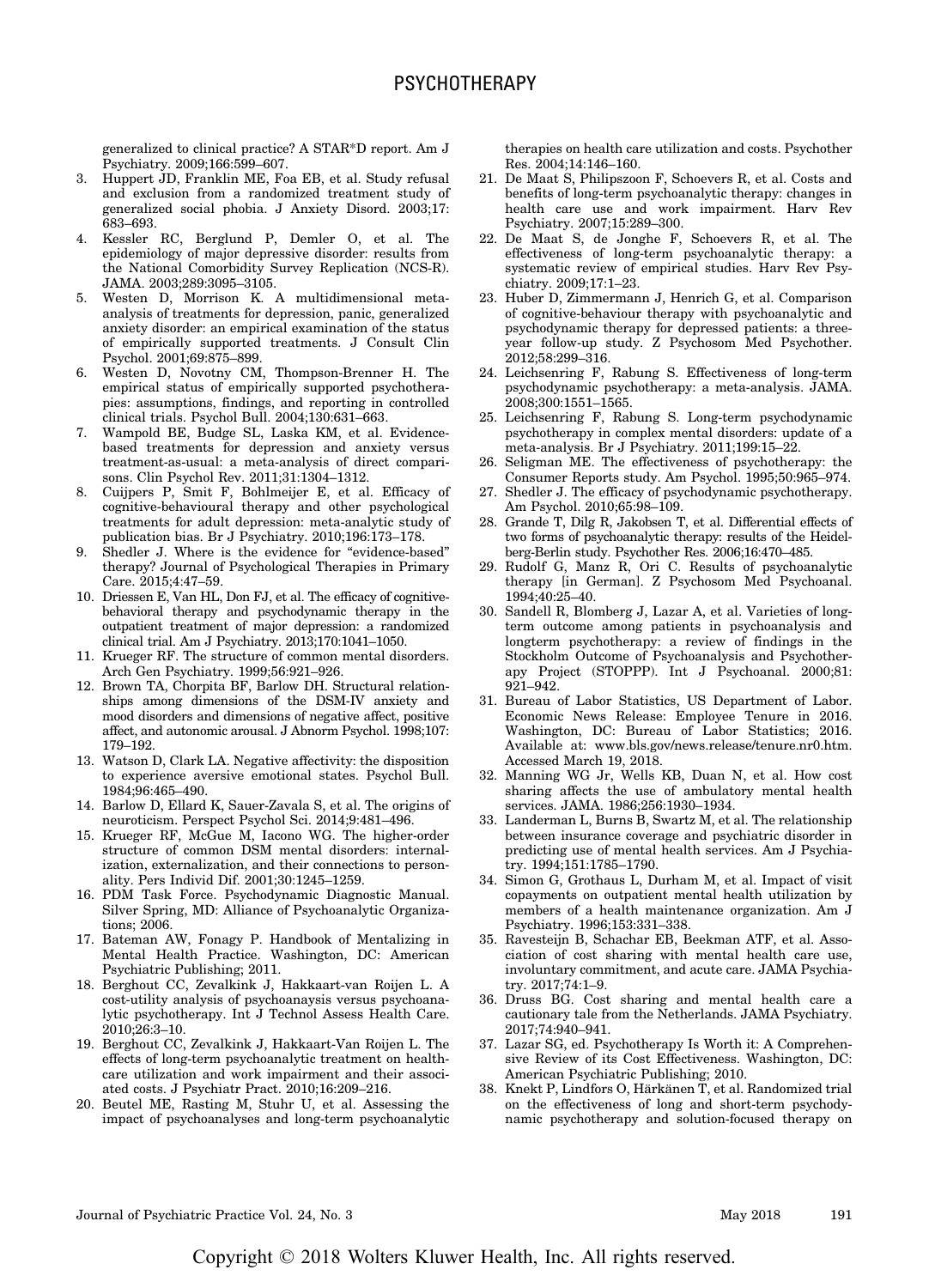generalized to clinical practice? A STAR*D report. Am J Psychiatry. 2009;166:599–607.

3. Huppert JD, Franklin ME, Foa EB, et al. Study refusal and exclusion from a randomized treatment study of generalized social phobia. J Anxiety Disord. 2003;17: 683–693.
4. Kessler RC, Berglund P, Demler O, et al. The epidemiology of major depressive disorder: results from the National Comorbidity Survey Replication (NCS-R). JAMA. 2003;289:3095–3105.
5. Westen D, Morrison K. A multidimensional meta-analysis of treatments for depression, panic, generalized anxiety disorder: an empirical examination of the status of empirically supported treatments. J Consult Clin Psychol. 2001;69:875–899.
6. Westen D, Novotny CM, Thompson-Brenner H. The empirical status of empirically supported psychotherapies: assumptions, findings, and reporting in controlled clinical trials. Psychol Bull. 2004;130:631–663.
7. Wampold BE, Budge SL, Laska KM, et al. Evidence-based treatments for depression and anxiety versus treatment-as-usual: a meta-analysis of direct comparisons. Clin Psychol Rev. 2011;31:1304–1312.
8. Cuijpers P, Smit F, Bohlmeijer E, et al. Efficacy of cognitive-behavioural therapy and other psychological treatments for adult depression: meta-analytic study of publication bias. Br J Psychiatry. 2010;196:173–178.
9. Shedler J. Where is the evidence for "evidence-based" therapy? Journal of Psychological Therapies in Primary Care. 2015;4:47–59.
10. Driessen E, Van HL, Don FJ, et al. The efficacy of cognitive-behavioral therapy and psychodynamic therapy in the outpatient treatment of major depression: a randomized clinical trial. Am J Psychiatry. 2013;170:1041–1050.
11. Krueger RF. The structure of common mental disorders. Arch Gen Psychiatry. 1999;56:921–926.
12. Brown TA, Chorpita BF, Barlow DH. Structural relationships among dimensions of the DSM-IV anxiety and mood disorders and dimensions of negative affect, positive affect, and autonomic arousal. J Abnorm Psychol. 1998;107: 179–192.
13. Watson D, Clark LA. Negative affectivity: the disposition to experience aversive emotional states. Psychol Bull. 1984;96:465–490.
14. Barlow D, Ellard K, Sauer-Zavala S, et al. The origins of neuroticism. Perspect Psychol Sci. 2014;9:481–496.
15. Krueger RF, McGue M, Iacono WG. The higher-order structure of common DSM mental disorders: internalization, externalization, and their connections to personality. Pers Individ Dif. 2001;30:1245–1259.
16. PDM Task Force. Psychodynamic Diagnostic Manual. Silver Spring, MD: Alliance of Psychoanalytic Organizations; 2006.
17. Bateman AW, Fonagy P. Handbook of Mentalizing in Mental Health Practice. Washington, DC: American Psychiatric Publishing; 2011.
18. Berghout CC, Zevalkink J, Hakkaart-van Roijen L. A cost-utility analysis of psychoanaysis versus psychoanalytic psychotherapy. Int J Technol Assess Health Care. 2010;26:3–10.
19. Berghout CC, Zevalkink J, Hakkaart-Van Roijen L. The effects of long-term psychoanalytic treatment on healthcare utilization and work impairment and their associated costs. J Psychiatr Pract. 2010;16:209–216.
20. Beutel ME, Rasting M, Stuhr U, et al. Assessing the impact of psychoanalyses and long-term psychoanalytic therapies on health care utilization and costs. Psychother Res. 2004;14:146–160.
21. De Maat S, Philipszoon F, Schoevers R, et al. Costs and benefits of long-term psychoanalytic therapy: changes in health care use and work impairment. Harv Rev Psychiatry. 2007;15:289–300.
22. De Maat S, de Jonghe F, Schoevers R, et al. The effectiveness of long-term psychoanalytic therapy: a systematic review of empirical studies. Harv Rev Psychiatry. 2009;17:1–23.
23. Huber D, Zimmermann J, Henrich G, et al. Comparison of cognitive-behaviour therapy with psychoanalytic and psychodynamic therapy for depressed patients: a three-year follow-up study. Z Psychosom Med Psychother. 2012;58:299–316.
24. Leichsenring F, Rabung S. Effectiveness of long-term psychodynamic psychotherapy: a meta-analysis. JAMA. 2008;300:1551–1565.
25. Leichsenring F, Rabung S. Long-term psychodynamic psychotherapy in complex mental disorders: update of a meta-analysis. Br J Psychiatry. 2011;199:15–22.
26. Seligman ME. The effectiveness of psychotherapy: the Consumer Reports study. Am Psychol. 1995;50:965–974.
27. Shedler J. The efficacy of psychodynamic psychotherapy. Am Psychol. 2010;65:98–109.
28. Grande T, Dilg R, Jakobsen T, et al. Differential effects of two forms of psychoanalytic therapy: results of the Heidelberg-Berlin study. Psychother Res. 2006;16:470–485.
29. Rudolf G, Manz R, Ori C. Results of psychoanalytic therapy [in German]. Z Psychosom Med Psychoanal. 1994;40:25–40.
30. Sandell R, Blomberg J, Lazar A, et al. Varieties of long-term outcome among patients in psychoanalysis and longterm psychotherapy: a review of findings in the Stockholm Outcome of Psychoanalysis and Psychotherapy Project (STOPPP). Int J Psychoanal. 2000;81: 921–942.
31. Bureau of Labor Statistics, US Department of Labor. Economic News Release: Employee Tenure in 2016. Washington, DC: Bureau of Labor Statistics; 2016. Available at: www.bls.gov/news.release/tenure.nr0.htm. Accessed March 19, 2018.
32. Manning WG Jr, Wells KB, Duan N, et al. How cost sharing affects the use of ambulatory mental health services. JAMA. 1986;256:1930–1934.
33. Landerman L, Burns B, Swartz M, et al. The relationship between insurance coverage and psychiatric disorder in predicting use of mental health services. Am J Psychiatry. 1994;151:1785–1790.
34. Simon G, Grothaus L, Durham M, et al. Impact of visit copayments on outpatient mental health utilization by members of a health maintenance organization. Am J Psychiatry. 1996;153:331–338.
35. Ravesteijn B, Schachar EB, Beekman ATF, et al. Association of cost sharing with mental health care use, involuntary commitment, and acute care. JAMA Psychiatry. 2017;74:1–9.
36. Druss BG. Cost sharing and mental health care a cautionary tale from the Netherlands. JAMA Psychiatry. 2017;74:940–941.
37. Lazar SG, ed. Psychotherapy Is Worth it: A Comprehensive Review of its Cost Effectiveness. Washington, DC: American Psychiatric Publishing; 2010.
38. Knekt P, Lindfors O, Härkänen T, et al. Randomized trial on the effectiveness of long and short-term psychodynamic psychotherapy and solution-focused therapy on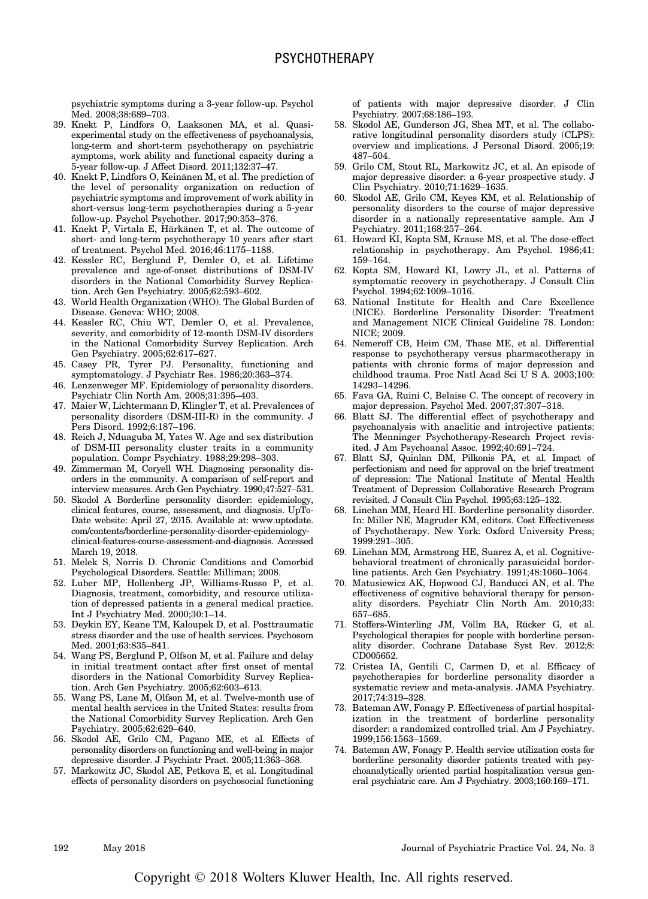psychiatric symptoms during a 3-year follow-up. Psychol Med. 2008;38:689–703.

39. Knekt P, Lindfors O, Laaksonen MA, et al. Quasi-experimental study on the effectiveness of psychoanalysis, long-term and short-term psychotherapy on psychiatric symptoms, work ability and functional capacity during a 5-year follow-up. J Affect Disord. 2011;132:37–47.
40. Knekt P, Lindfors O, Keinänen M, et al. The prediction of the level of personality organization on reduction of psychiatric symptoms and improvement of work ability in short-versus long-term psychotherapies during a 5-year follow-up. Psychol Psychother. 2017;90:353–376.
41. Knekt P, Virtala E, Härkänen T, et al. The outcome of short- and long-term psychotherapy 10 years after start of treatment. Psychol Med. 2016;46:1175–1188.
42. Kessler RC, Berglund P, Demler O, et al. Lifetime prevalence and age-of-onset distributions of DSM-IV disorders in the National Comorbidity Survey Replication. Arch Gen Psychiatry. 2005;62:593–602.
43. World Health Organization (WHO). The Global Burden of Disease. Geneva: WHO; 2008.
44. Kessler RC, Chiu WT, Demler O, et al. Prevalence, severity, and comorbidity of 12-month DSM-IV disorders in the National Comorbidity Survey Replication. Arch Gen Psychiatry. 2005;62:617–627.
45. Casey PR, Tyrer PJ. Personality, functioning and symptomatology. J Psychiatr Res. 1986;20:363–374.
46. Lenzenweger MF. Epidemiology of personality disorders. Psychiatr Clin North Am. 2008;31:395–403.
47. Maier W, Lichtermann D, Klingler T, et al. Prevalences of personality disorders (DSM-III-R) in the community. J Pers Disord. 1992;6:187–196.
48. Reich J, Nduaguba M, Yates W. Age and sex distribution of DSM-III personality cluster traits in a community population. Compr Psychiatry. 1988;29:298–303.
49. Zimmerman M, Coryell WH. Diagnosing personality disorders in the community. A comparison of self-report and interview measures. Arch Gen Psychiatry. 1990;47:527–531.
50. Skodol A Borderline personality disorder: epidemiology, clinical features, course, assessment, and diagnosis. UpToDate website: April 27, 2015. Available at: www.uptodate.com/contents/borderline-personality-disorder-epidemiology-clinical-features-course-assessment-and-diagnosis. Accessed March 19, 2018.
51. Melek S, Norris D. Chronic Conditions and Comorbid Psychological Disorders. Seattle: Milliman; 2008.
52. Luber MP, Hollenberg JP, Williams-Russo P, et al. Diagnosis, treatment, comorbidity, and resource utilization of depressed patients in a general medical practice. Int J Psychiatry Med. 2000;30:1–14.
53. Deykin EY, Keane TM, Kaloupek D, et al. Posttraumatic stress disorder and the use of health services. Psychosom Med. 2001;63:835–841.
54. Wang PS, Berglund P, Olfson M, et al. Failure and delay in initial treatment contact after first onset of mental disorders in the National Comorbidity Survey Replication. Arch Gen Psychiatry. 2005;62:603–613.
55. Wang PS, Lane M, Olfson M, et al. Twelve-month use of mental health services in the United States: results from the National Comorbidity Survey Replication. Arch Gen Psychiatry. 2005;62:629–640.
56. Skodol AE, Grilo CM, Pagano ME, et al. Effects of personality disorders on functioning and well-being in major depressive disorder. J Psychiatr Pract. 2005;11:363–368.
57. Markowitz JC, Skodol AE, Petkova E, et al. Longitudinal effects of personality disorders on psychosocial functioning of patients with major depressive disorder. J Clin Psychiatry. 2007;68:186–193.
58. Skodol AE, Gunderson JG, Shea MT, et al. The collaborative longitudinal personality disorders study (CLPS): overview and implications. J Personal Disord. 2005;19: 487–504.
59. Grilo CM, Stout RL, Markowitz JC, et al. An episode of major depressive disorder: a 6-year prospective study. J Clin Psychiatry. 2010;71:1629–1635.
60. Skodol AE, Grilo CM, Keyes KM, et al. Relationship of personality disorders to the course of major depressive disorder in a nationally representative sample. Am J Psychiatry. 2011;168:257–264.
61. Howard KI, Kopta SM, Krause MS, et al. The dose-effect relationship in psychotherapy. Am Psychol. 1986;41: 159–164.
62. Kopta SM, Howard KI, Lowry JL, et al. Patterns of symptomatic recovery in psychotherapy. J Consult Clin Psychol. 1994;62:1009–1016.
63. National Institute for Health and Care Excellence (NICE). Borderline Personality Disorder: Treatment and Management NICE Clinical Guideline 78. London: NICE; 2009.
64. Nemeroff CB, Heim CM, Thase ME, et al. Differential response to psychotherapy versus pharmacotherapy in patients with chronic forms of major depression and childhood trauma. Proc Natl Acad Sci U S A. 2003;100: 14293–14296.
65. Fava GA, Ruini C, Belaise C. The concept of recovery in major depression. Psychol Med. 2007;37:307–318.
66. Blatt SJ. The differential effect of psychotherapy and psychoanalysis with anaclitic and introjective patients: The Menninger Psychotherapy-Research Project revisited. J Am Psychoanal Assoc. 1992;40:691–724.
67. Blatt SJ, Quinlan DM, Pilkonis PA, et al. Impact of perfectionism and need for approval on the brief treatment of depression: The National Institute of Mental Health Treatment of Depression Collaborative Research Program revisited. J Consult Clin Psychol. 1995;63:125–132.
68. Linehan MM, Heard HI. Borderline personality disorder. In: Miller NE, Magruder KM, editors. Cost Effectiveness of Psychotherapy. New York: Oxford University Press; 1999:291–305.
69. Linehan MM, Armstrong HE, Suarez A, et al. Cognitive-behavioral treatment of chronically parasuicidal borderline patients. Arch Gen Psychiatry. 1991;48:1060–1064.
70. Matusiewicz AK, Hopwood CJ, Banducci AN, et al. The effectiveness of cognitive behavioral therapy for personality disorders. Psychiatr Clin North Am. 2010;33: 657–685.
71. Stoffers-Winterling JM, Völlm BA, Rücker G, et al. Psychological therapies for people with borderline personality disorder. Cochrane Database Syst Rev. 2012;8: CD005652.
72. Cristea IA, Gentili C, Carmen D, et al. Efficacy of psychotherapies for borderline personality disorder a systematic review and meta-analysis. JAMA Psychiatry. 2017;74:319–328.
73. Bateman AW, Fonagy P. Effectiveness of partial hospitalization in the treatment of borderline personality disorder: a randomized controlled trial. Am J Psychiatry. 1999;156:1563–1569.
74. Bateman AW, Fonagy P. Health service utilization costs for borderline personality disorder patients treated with psychoanalytically oriented partial hospitalization versus general psychiatric care. Am J Psychiatry. 2003;160:169–171.

Copyright © 2018 Wolters Kluwer Health, Inc. All rights reserved.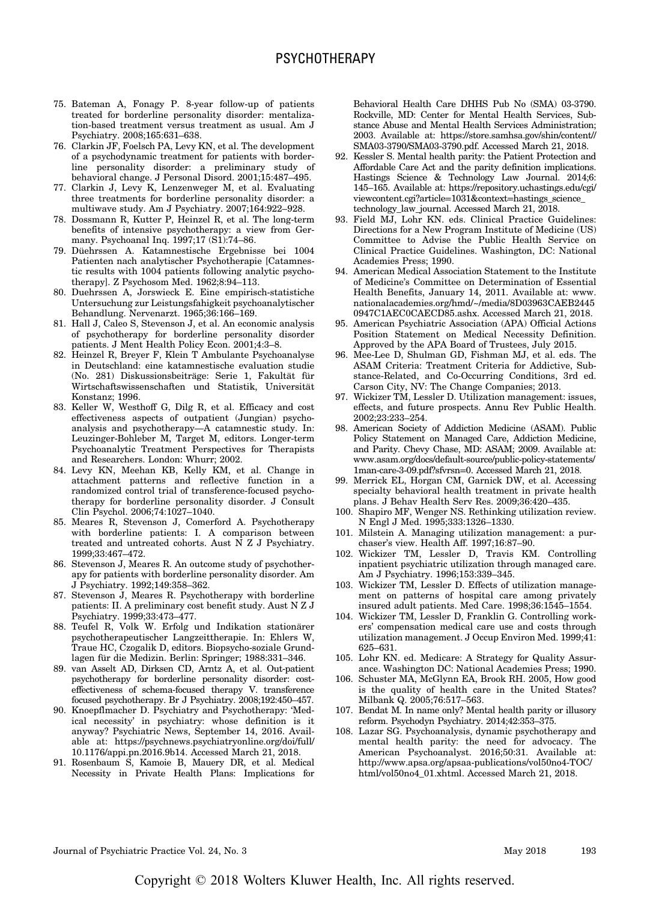75. Bateman A, Fonagy P. 8-year follow-up of patients treated for borderline personality disorder: mentalization-based treatment versus treatment as usual. Am J Psychiatry. 2008;165:631–638.
76. Clarkin JF, Foelsch PA, Levy KN, et al. The development of a psychodynamic treatment for patients with borderline personality disorder: a preliminary study of behavioral change. J Personal Disord. 2001;15:487–495.
77. Clarkin J, Levy K, Lenzenweger M, et al. Evaluating three treatments for borderline personality disorder: a multiwave study. Am J Psychiatry. 2007;164:922–928.
78. Dossmann R, Kutter P, Heinzel R, et al. The long-term benefits of intensive psychotherapy: a view from Germany. Psychoanal Inq. 1997;17 (S1):74–86.
79. Düehrssen A. Katamnestische Ergebnisse bei 1004 Patienten nach analytischer Psychotherapie [Catamnestic results with 1004 patients following analytic psychotherapy]. Z Psychosom Med. 1962;8:94–113.
80. Duehrssen A, Jorswieck E. Eine empirisch-statistiche Untersuchung zur Leistungsfahigkeit psychoanalytischer Behandlung. Nervenarzt. 1965;36:166–169.
81. Hall J, Caleo S, Stevenson J, et al. An economic analysis of psychotherapy for borderline personality disorder patients. J Ment Health Policy Econ. 2001;4:3–8.
82. Heinzel R, Breyer F, Klein T Ambulante Psychoanalyse in Deutschland: eine katamnestische evaluation studie (No. 281) Diskussionsbeiträge: Serie 1, Fakultät für Wirtschaftswissenschaften und Statistik, Universität Konstanz; 1996.
83. Keller W, Westhoff G, Dilg R, et al. Efficacy and cost effectiveness aspects of outpatient (Jungian) psychoanalysis and psychotherapy—A catamnestic study. In: Leuzinger-Bohleber M, Target M, editors. Longer-term Psychoanalytic Treatment Perspectives for Therapists and Researchers. London: Whurr; 2002.
84. Levy KN, Meehan KB, Kelly KM, et al. Change in attachment patterns and reflective function in a randomized control trial of transference-focused psychotherapy for borderline personality disorder. J Consult Clin Psychol. 2006;74:1027–1040.
85. Meares R, Stevenson J, Comerford A. Psychotherapy with borderline patients: I. A comparison between treated and untreated cohorts. Aust N Z J Psychiatry. 1999;33:467–472.
86. Stevenson J, Meares R. An outcome study of psychotherapy for patients with borderline personality disorder. Am J Psychiatry. 1992;149:358–362.
87. Stevenson J, Meares R. Psychotherapy with borderline patients: II. A preliminary cost benefit study. Aust N Z J Psychiatry. 1999;33:473–477.
88. Teufel R, Volk W. Erfolg und Indikation stationärer psychotherapeutischer Langzeittherapie. In: Ehlers W, Traue HC, Czogalik D, editors. Biopsycho-soziale Grundlagen für die Medizin. Berlin: Springer; 1988:331–346.
89. van Asselt AD, Dirksen CD, Arntz A, et al. Out-patient psychotherapy for borderline personality disorder: cost-effectiveness of schema-focused therapy V. transference focused psychotherapy. Br J Psychiatry. 2008;192:450–457.
90. Knoepflmacher D. Psychiatry and Psychotherapy: 'Medical necessity' in psychiatry: whose definition is it anyway? Psychiatric News, September 14, 2016. Available at: https://psychnews.psychiatryonline.org/doi/full/10.1176/appi.pn.2016.9b14. Accessed March 21, 2018.
91. Rosenbaum S, Kamoie B, Mauery DR, et al. Medical Necessity in Private Health Plans: Implications for Behavioral Health Care DHHS Pub No (SMA) 03-3790. Rockville, MD: Center for Mental Health Services, Substance Abuse and Mental Health Services Administration; 2003. Available at: https://store.samhsa.gov/shin/content//SMA03-3790/SMA03-3790.pdf. Accessed March 21, 2018.
92. Kessler S. Mental health parity: the Patient Protection and Affordable Care Act and the parity definition implications. Hastings Science & Technology Law Journal. 2014;6: 145–165. Available at: https://repository.uchastings.edu/cgi/viewcontent.cgi?article=1031&context=hastings_science_technology_law_journal. Accessed March 21, 2018.
93. Field MJ, Lohr KN. eds. Clinical Practice Guidelines: Directions for a New Program Institute of Medicine (US) Committee to Advise the Public Health Service on Clinical Practice Guidelines. Washington, DC: National Academies Press; 1990.
94. American Medical Association Statement to the Institute of Medicine's Committee on Determination of Essential Health Benefits, January 14, 2011. Available at: www.nationalacademies.org/hmd/~/media/8D03963CAEB24450947C1AEC0CAECD85.ashx. Accessed March 21, 2018.
95. American Psychiatric Association (APA) Official Actions Position Statement on Medical Necessity Definition. Approved by the APA Board of Trustees, July 2015.
96. Mee-Lee D, Shulman GD, Fishman MJ, et al. eds. The ASAM Criteria: Treatment Criteria for Addictive, Substance-Related, and Co-Occurring Conditions, 3rd ed. Carson City, NV: The Change Companies; 2013.
97. Wickizer TM, Lessler D. Utilization management: issues, effects, and future prospects. Annu Rev Public Health. 2002;23:233–254.
98. American Society of Addiction Medicine (ASAM). Public Policy Statement on Managed Care, Addiction Medicine, and Parity. Chevy Chase, MD: ASAM; 2009. Available at: www.asam.org/docs/default-source/public-policy-statements/1man-care-3-09.pdf?sfvrsn=0. Accessed March 21, 2018.
99. Merrick EL, Horgan CM, Garnick DW, et al. Accessing specialty behavioral health treatment in private health plans. J Behav Health Serv Res. 2009;36:420–435.
100. Shapiro MF, Wenger NS. Rethinking utilization review. N Engl J Med. 1995;333:1326–1330.
101. Milstein A. Managing utilization management: a purchaser's view. Health Aff. 1997;16:87–90.
102. Wickizer TM, Lessler D, Travis KM. Controlling inpatient psychiatric utilization through managed care. Am J Psychiatry. 1996;153:339–345.
103. Wickizer TM, Lessler D. Effects of utilization management on patterns of hospital care among privately insured adult patients. Med Care. 1998;36:1545–1554.
104. Wickizer TM, Lessler D, Franklin G. Controlling workers' compensation medical care use and costs through utilization management. J Occup Environ Med. 1999;41: 625–631.
105. Lohr KN. ed. Medicare: A Strategy for Quality Assurance. Washington DC: National Academies Press; 1990.
106. Schuster MA, McGlynn EA, Brook RH. 2005, How good is the quality of health care in the United States? Milbank Q. 2005;76:517–563.
107. Bendat M. In name only? Mental health parity or illusory reform. Psychodyn Psychiatry. 2014;42:353–375.
108. Lazar SG. Psychoanalysis, dynamic psychotherapy and mental health parity: the need for advocacy. The American Psychoanalyst. 2016;50:31. Available at: http://www.apsa.org/apsaa-publications/vol50no4-TOC/html/vol50no4_01.xhtml. Accessed March 21, 2018.

Copyright © 2018 Wolters Kluwer Health, Inc. All rights reserved.